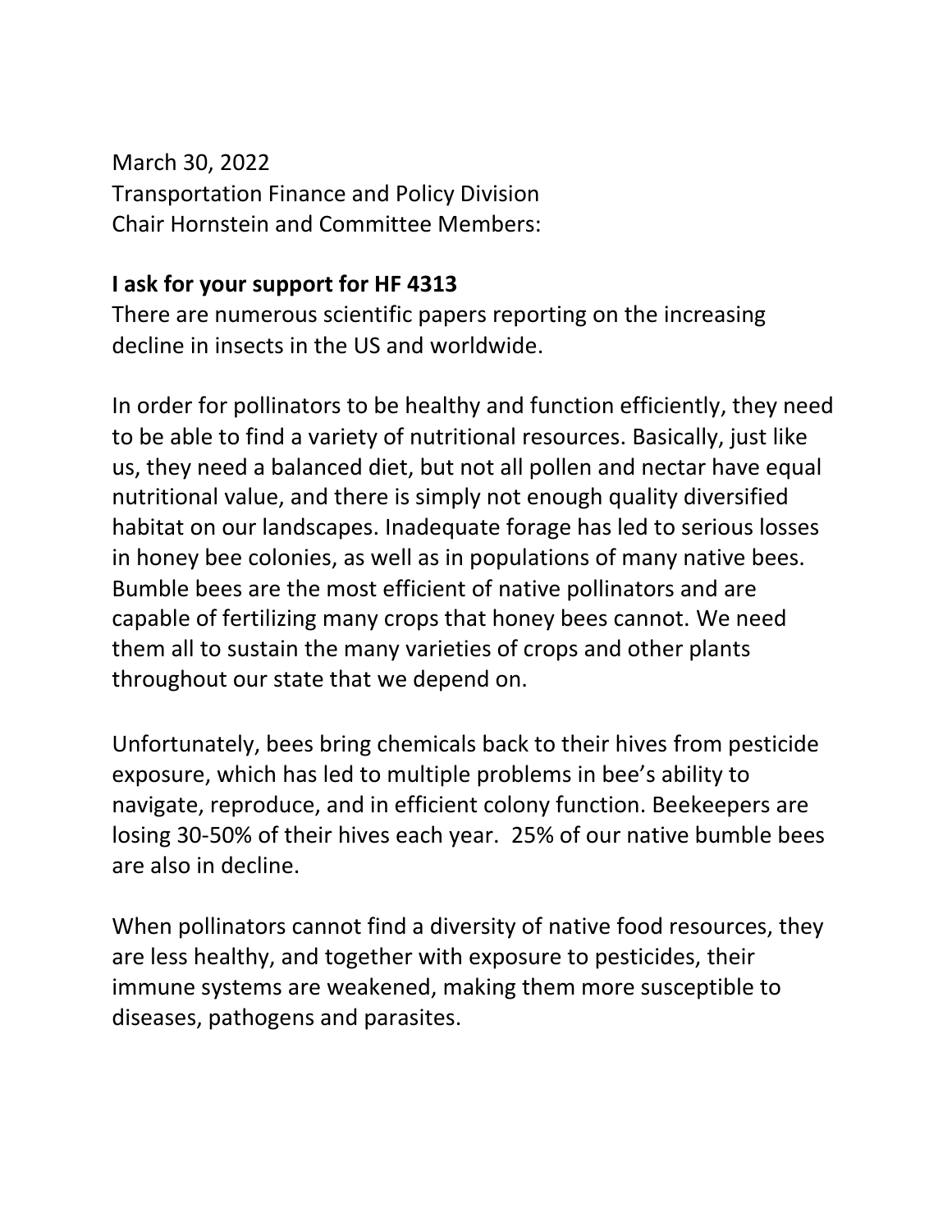March 30, 2022
Transportation Finance and Policy Division
Chair Hornstein and Committee Members:

**I ask for your support for HF 4313**

There are numerous scientific papers reporting on the increasing decline in insects in the US and worldwide.

In order for pollinators to be healthy and function efficiently, they need to be able to find a variety of nutritional resources. Basically, just like us, they need a balanced diet, but not all pollen and nectar have equal nutritional value, and there is simply not enough quality diversified habitat on our landscapes. Inadequate forage has led to serious losses in honey bee colonies, as well as in populations of many native bees. Bumble bees are the most efficient of native pollinators and are capable of fertilizing many crops that honey bees cannot. We need them all to sustain the many varieties of crops and other plants throughout our state that we depend on.

Unfortunately, bees bring chemicals back to their hives from pesticide exposure, which has led to multiple problems in bee's ability to navigate, reproduce, and in efficient colony function. Beekeepers are losing 30-50% of their hives each year. 25% of our native bumble bees are also in decline.

When pollinators cannot find a diversity of native food resources, they are less healthy, and together with exposure to pesticides, their immune systems are weakened, making them more susceptible to diseases, pathogens and parasites.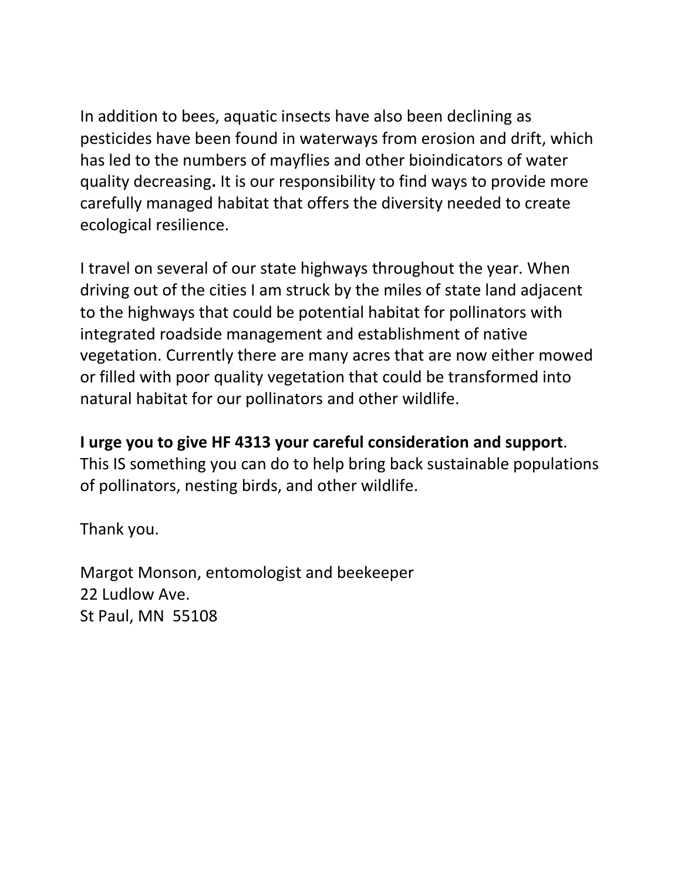In addition to bees, aquatic insects have also been declining as pesticides have been found in waterways from erosion and drift, which has led to the numbers of mayflies and other bioindicators of water quality decreasing**.** It is our responsibility to find ways to provide more carefully managed habitat that offers the diversity needed to create ecological resilience.

I travel on several of our state highways throughout the year. When driving out of the cities I am struck by the miles of state land adjacent to the highways that could be potential habitat for pollinators with integrated roadside management and establishment of native vegetation. Currently there are many acres that are now either mowed or filled with poor quality vegetation that could be transformed into natural habitat for our pollinators and other wildlife.

**I urge you to give HF 4313 your careful consideration and support**. This IS something you can do to help bring back sustainable populations of pollinators, nesting birds, and other wildlife.

Thank you.

Margot Monson, entomologist and beekeeper
22 Ludlow Ave.
St Paul, MN 55108